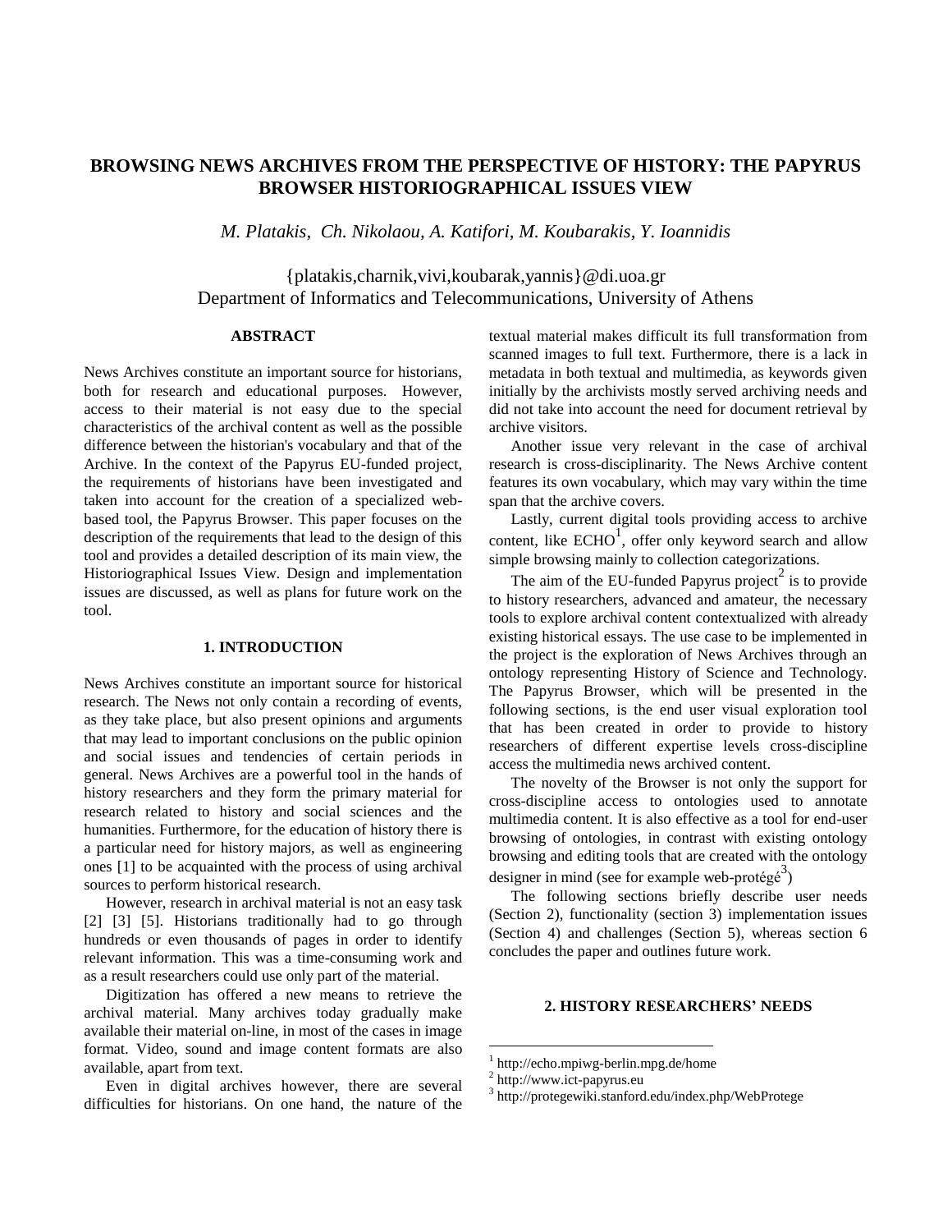# BROWSING NEWS ARCHIVES FROM THE PERSPECTIVE OF HISTORY: THE PAPYRUS BROWSER HISTORIOGRAPHICAL ISSUES VIEW

*M. Platakis, Ch. Nikolaou, A. Katifori, M. Koubarakis, Y. Ioannidis*

{platakis,charnik,vivi,koubarak,yannis}@di.uoa.gr
Department of Informatics and Telecommunications, University of Athens

## ABSTRACT

News Archives constitute an important source for historians, both for research and educational purposes. However, access to their material is not easy due to the special characteristics of the archival content as well as the possible difference between the historian's vocabulary and that of the Archive. In the context of the Papyrus EU-funded project, the requirements of historians have been investigated and taken into account for the creation of a specialized web-based tool, the Papyrus Browser. This paper focuses on the description of the requirements that lead to the design of this tool and provides a detailed description of its main view, the Historiographical Issues View. Design and implementation issues are discussed, as well as plans for future work on the tool.

## 1. INTRODUCTION

News Archives constitute an important source for historical research. The News not only contain a recording of events, as they take place, but also present opinions and arguments that may lead to important conclusions on the public opinion and social issues and tendencies of certain periods in general. News Archives are a powerful tool in the hands of history researchers and they form the primary material for research related to history and social sciences and the humanities. Furthermore, for the education of history there is a particular need for history majors, as well as engineering ones [1] to be acquainted with the process of using archival sources to perform historical research.

However, research in archival material is not an easy task [2] [3] [5]. Historians traditionally had to go through hundreds or even thousands of pages in order to identify relevant information. This was a time-consuming work and as a result researchers could use only part of the material.

Digitization has offered a new means to retrieve the archival material. Many archives today gradually make available their material on-line, in most of the cases in image format. Video, sound and image content formats are also available, apart from text.

Even in digital archives however, there are several difficulties for historians. On one hand, the nature of the textual material makes difficult its full transformation from scanned images to full text. Furthermore, there is a lack in metadata in both textual and multimedia, as keywords given initially by the archivists mostly served archiving needs and did not take into account the need for document retrieval by archive visitors.

Another issue very relevant in the case of archival research is cross-disciplinarity. The News Archive content features its own vocabulary, which may vary within the time span that the archive covers.

Lastly, current digital tools providing access to archive content, like ECHO[1], offer only keyword search and allow simple browsing mainly to collection categorizations.

The aim of the EU-funded Papyrus project[2] is to provide to history researchers, advanced and amateur, the necessary tools to explore archival content contextualized with already existing historical essays. The use case to be implemented in the project is the exploration of News Archives through an ontology representing History of Science and Technology. The Papyrus Browser, which will be presented in the following sections, is the end user visual exploration tool that has been created in order to provide to history researchers of different expertise levels cross-discipline access the multimedia news archived content.

The novelty of the Browser is not only the support for cross-discipline access to ontologies used to annotate multimedia content. It is also effective as a tool for end-user browsing of ontologies, in contrast with existing ontology browsing and editing tools that are created with the ontology designer in mind (see for example web-protégé[3])

The following sections briefly describe user needs (Section 2), functionality (section 3) implementation issues (Section 4) and challenges (Section 5), whereas section 6 concludes the paper and outlines future work.

## 2. HISTORY RESEARCHERS' NEEDS

[1] http://echo.mpiwg-berlin.mpg.de/home
[2] http://www.ict-papyrus.eu
[3] http://protegewiki.stanford.edu/index.php/WebProtege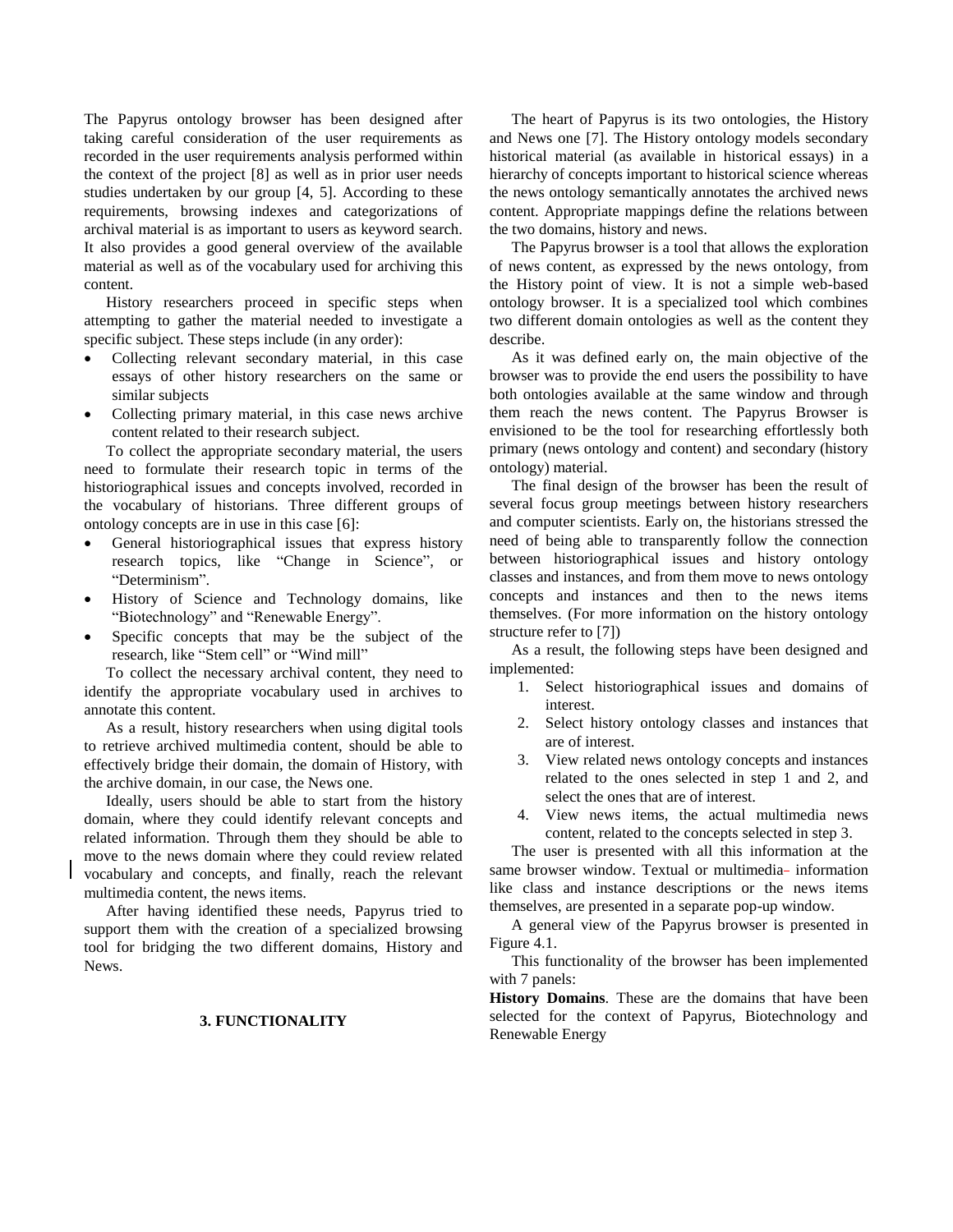The Papyrus ontology browser has been designed after taking careful consideration of the user requirements as recorded in the user requirements analysis performed within the context of the project [8] as well as in prior user needs studies undertaken by our group [4, 5]. According to these requirements, browsing indexes and categorizations of archival material is as important to users as keyword search. It also provides a good general overview of the available material as well as of the vocabulary used for archiving this content.

History researchers proceed in specific steps when attempting to gather the material needed to investigate a specific subject. These steps include (in any order):

- Collecting relevant secondary material, in this case essays of other history researchers on the same or similar subjects
- Collecting primary material, in this case news archive content related to their research subject.

To collect the appropriate secondary material, the users need to formulate their research topic in terms of the historiographical issues and concepts involved, recorded in the vocabulary of historians. Three different groups of ontology concepts are in use in this case [6]:

- General historiographical issues that express history research topics, like "Change in Science", or "Determinism".
- History of Science and Technology domains, like "Biotechnology" and "Renewable Energy".
- Specific concepts that may be the subject of the research, like "Stem cell" or "Wind mill"

To collect the necessary archival content, they need to identify the appropriate vocabulary used in archives to annotate this content.

As a result, history researchers when using digital tools to retrieve archived multimedia content, should be able to effectively bridge their domain, the domain of History, with the archive domain, in our case, the News one.

Ideally, users should be able to start from the history domain, where they could identify relevant concepts and related information. Through them they should be able to move to the news domain where they could review related vocabulary and concepts, and finally, reach the relevant multimedia content, the news items.

After having identified these needs, Papyrus tried to support them with the creation of a specialized browsing tool for bridging the two different domains, History and News.

## 3. FUNCTIONALITY

The heart of Papyrus is its two ontologies, the History and News one [7]. The History ontology models secondary historical material (as available in historical essays) in a hierarchy of concepts important to historical science whereas the news ontology semantically annotates the archived news content. Appropriate mappings define the relations between the two domains, history and news.

The Papyrus browser is a tool that allows the exploration of news content, as expressed by the news ontology, from the History point of view. It is not a simple web-based ontology browser. It is a specialized tool which combines two different domain ontologies as well as the content they describe.

As it was defined early on, the main objective of the browser was to provide the end users the possibility to have both ontologies available at the same window and through them reach the news content. The Papyrus Browser is envisioned to be the tool for researching effortlessly both primary (news ontology and content) and secondary (history ontology) material.

The final design of the browser has been the result of several focus group meetings between history researchers and computer scientists. Early on, the historians stressed the need of being able to transparently follow the connection between historiographical issues and history ontology classes and instances, and from them move to news ontology concepts and instances and then to the news items themselves. (For more information on the history ontology structure refer to [7])

As a result, the following steps have been designed and implemented:

1. Select historiographical issues and domains of interest.
2. Select history ontology classes and instances that are of interest.
3. View related news ontology concepts and instances related to the ones selected in step 1 and 2, and select the ones that are of interest.
4. View news items, the actual multimedia news content, related to the concepts selected in step 3.

The user is presented with all this information at the same browser window. Textual or multimedia information like class and instance descriptions or the news items themselves, are presented in a separate pop-up window.

A general view of the Papyrus browser is presented in Figure 4.1.

This functionality of the browser has been implemented with 7 panels:

**History Domains**. These are the domains that have been selected for the context of Papyrus, Biotechnology and Renewable Energy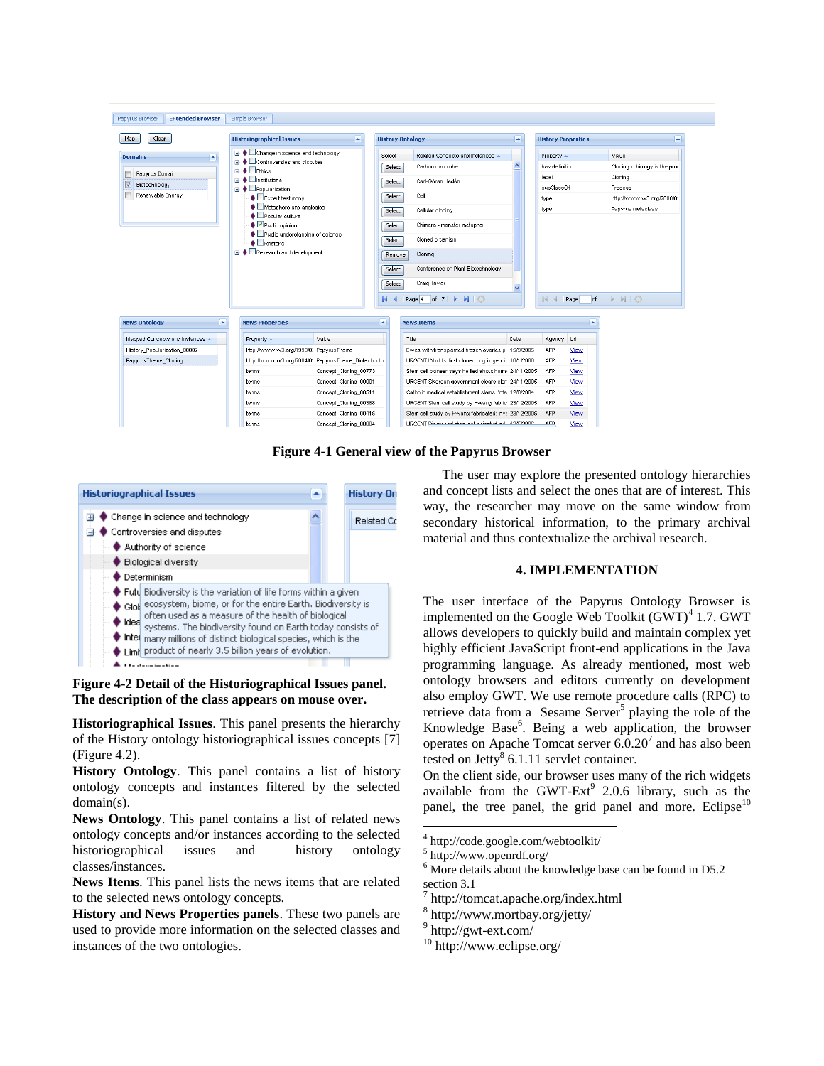**Figure 4-1 General view of the Papyrus Browser**

**Figure 4-2 Detail of the Historiographical Issues panel. The description of the class appears on mouse over.**

**Historiographical Issues**. This panel presents the hierarchy of the History ontology historiographical issues concepts [7] (Figure 4.2).

**History Ontology**. This panel contains a list of history ontology concepts and instances filtered by the selected domain(s).

**News Ontology**. This panel contains a list of related news ontology concepts and/or instances according to the selected historiographical issues and history ontology classes/instances.

**News Items**. This panel lists the news items that are related to the selected news ontology concepts.

**History and News Properties panels**. These two panels are used to provide more information on the selected classes and instances of the two ontologies.

The user may explore the presented ontology hierarchies and concept lists and select the ones that are of interest. This way, the researcher may move on the same window from secondary historical information, to the primary archival material and thus contextualize the archival research.

## 4. IMPLEMENTATION

The user interface of the Papyrus Ontology Browser is implemented on the Google Web Toolkit (GWT)[4] 1.7. GWT allows developers to quickly build and maintain complex yet highly efficient JavaScript front-end applications in the Java programming language. As already mentioned, most web ontology browsers and editors currently on development also employ GWT. We use remote procedure calls (RPC) to retrieve data from a Sesame Server[5] playing the role of the Knowledge Base[6]. Being a web application, the browser operates on Apache Tomcat server 6.0.20[7] and has also been tested on Jetty[8] 6.1.11 servlet container.

On the client side, our browser uses many of the rich widgets available from the GWT-Ext[9] 2.0.6 library, such as the panel, the tree panel, the grid panel and more. Eclipse[10]

---

[4] http://code.google.com/webtoolkit/

[5] http://www.openrdf.org/

[6] More details about the knowledge base can be found in D5.2 section 3.1

[7] http://tomcat.apache.org/index.html

[8] http://www.mortbay.org/jetty/

[9] http://gwt-ext.com/

[10] http://www.eclipse.org/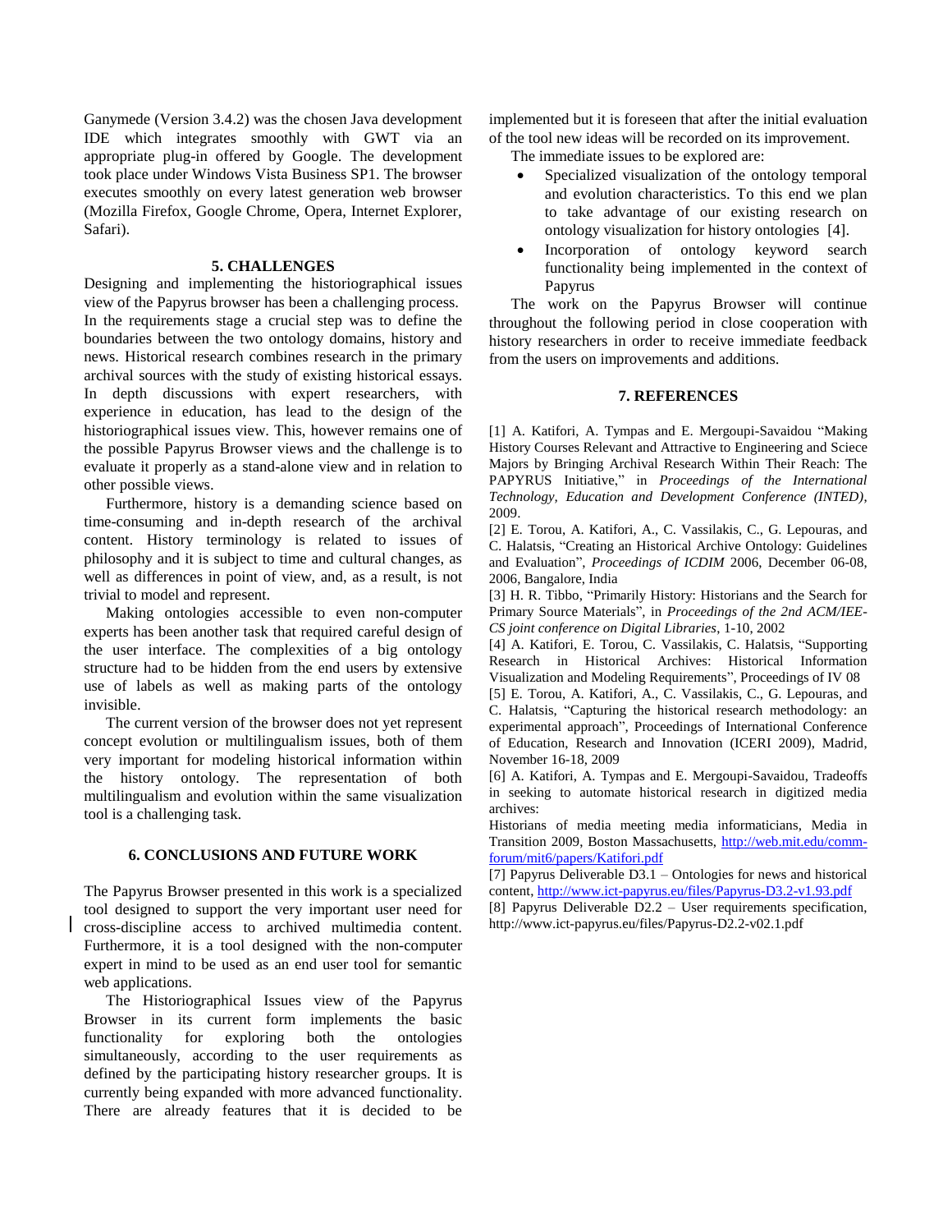Ganymede (Version 3.4.2) was the chosen Java development IDE which integrates smoothly with GWT via an appropriate plug-in offered by Google. The development took place under Windows Vista Business SP1. The browser executes smoothly on every latest generation web browser (Mozilla Firefox, Google Chrome, Opera, Internet Explorer, Safari).

## 5. CHALLENGES

Designing and implementing the historiographical issues view of the Papyrus browser has been a challenging process. In the requirements stage a crucial step was to define the boundaries between the two ontology domains, history and news. Historical research combines research in the primary archival sources with the study of existing historical essays. In depth discussions with expert researchers, with experience in education, has lead to the design of the historiographical issues view. This, however remains one of the possible Papyrus Browser views and the challenge is to evaluate it properly as a stand-alone view and in relation to other possible views.

Furthermore, history is a demanding science based on time-consuming and in-depth research of the archival content. History terminology is related to issues of philosophy and it is subject to time and cultural changes, as well as differences in point of view, and, as a result, is not trivial to model and represent.

Making ontologies accessible to even non-computer experts has been another task that required careful design of the user interface. The complexities of a big ontology structure had to be hidden from the end users by extensive use of labels as well as making parts of the ontology invisible.

The current version of the browser does not yet represent concept evolution or multilingualism issues, both of them very important for modeling historical information within the history ontology. The representation of both multilingualism and evolution within the same visualization tool is a challenging task.

## 6. CONCLUSIONS AND FUTURE WORK

The Papyrus Browser presented in this work is a specialized tool designed to support the very important user need for cross-discipline access to archived multimedia content. Furthermore, it is a tool designed with the non-computer expert in mind to be used as an end user tool for semantic web applications.

The Historiographical Issues view of the Papyrus Browser in its current form implements the basic functionality for exploring both the ontologies simultaneously, according to the user requirements as defined by the participating history researcher groups. It is currently being expanded with more advanced functionality. There are already features that it is decided to be implemented but it is foreseen that after the initial evaluation of the tool new ideas will be recorded on its improvement.

The immediate issues to be explored are:

- Specialized visualization of the ontology temporal and evolution characteristics. To this end we plan to take advantage of our existing research on ontology visualization for history ontologies [4].
- Incorporation of ontology keyword search functionality being implemented in the context of Papyrus

The work on the Papyrus Browser will continue throughout the following period in close cooperation with history researchers in order to receive immediate feedback from the users on improvements and additions.

## 7. REFERENCES

[1] A. Katifori, A. Tympas and E. Mergoupi-Savaidou "Making History Courses Relevant and Attractive to Engineering and Sciece Majors by Bringing Archival Research Within Their Reach: The PAPYRUS Initiative," in *Proceedings of the International Technology, Education and Development Conference (INTED)*, 2009.

[2] E. Torou, A. Katifori, A., C. Vassilakis, C., G. Lepouras, and C. Halatsis, "Creating an Historical Archive Ontology: Guidelines and Evaluation", *Proceedings of ICDIM* 2006, December 06-08, 2006, Bangalore, India

[3] H. R. Tibbo, "Primarily History: Historians and the Search for Primary Source Materials", in *Proceedings of the 2nd ACM/IEE-CS joint conference on Digital Libraries*, 1-10, 2002

[4] A. Katifori, E. Torou, C. Vassilakis, C. Halatsis, "Supporting Research in Historical Archives: Historical Information Visualization and Modeling Requirements", Proceedings of IV 08

[5] E. Torou, A. Katifori, A., C. Vassilakis, C., G. Lepouras, and C. Halatsis, "Capturing the historical research methodology: an experimental approach", Proceedings of International Conference of Education, Research and Innovation (ICERI 2009), Madrid, November 16-18, 2009

[6] A. Katifori, A. Tympas and E. Mergoupi-Savaidou, Tradeoffs in seeking to automate historical research in digitized media archives:
Historians of media meeting media informaticians, Media in Transition 2009, Boston Massachusetts, http://web.mit.edu/comm-forum/mit6/papers/Katifori.pdf

[7] Papyrus Deliverable D3.1 – Ontologies for news and historical content, http://www.ict-papyrus.eu/files/Papyrus-D3.2-v1.93.pdf

[8] Papyrus Deliverable D2.2 – User requirements specification, http://www.ict-papyrus.eu/files/Papyrus-D2.2-v02.1.pdf